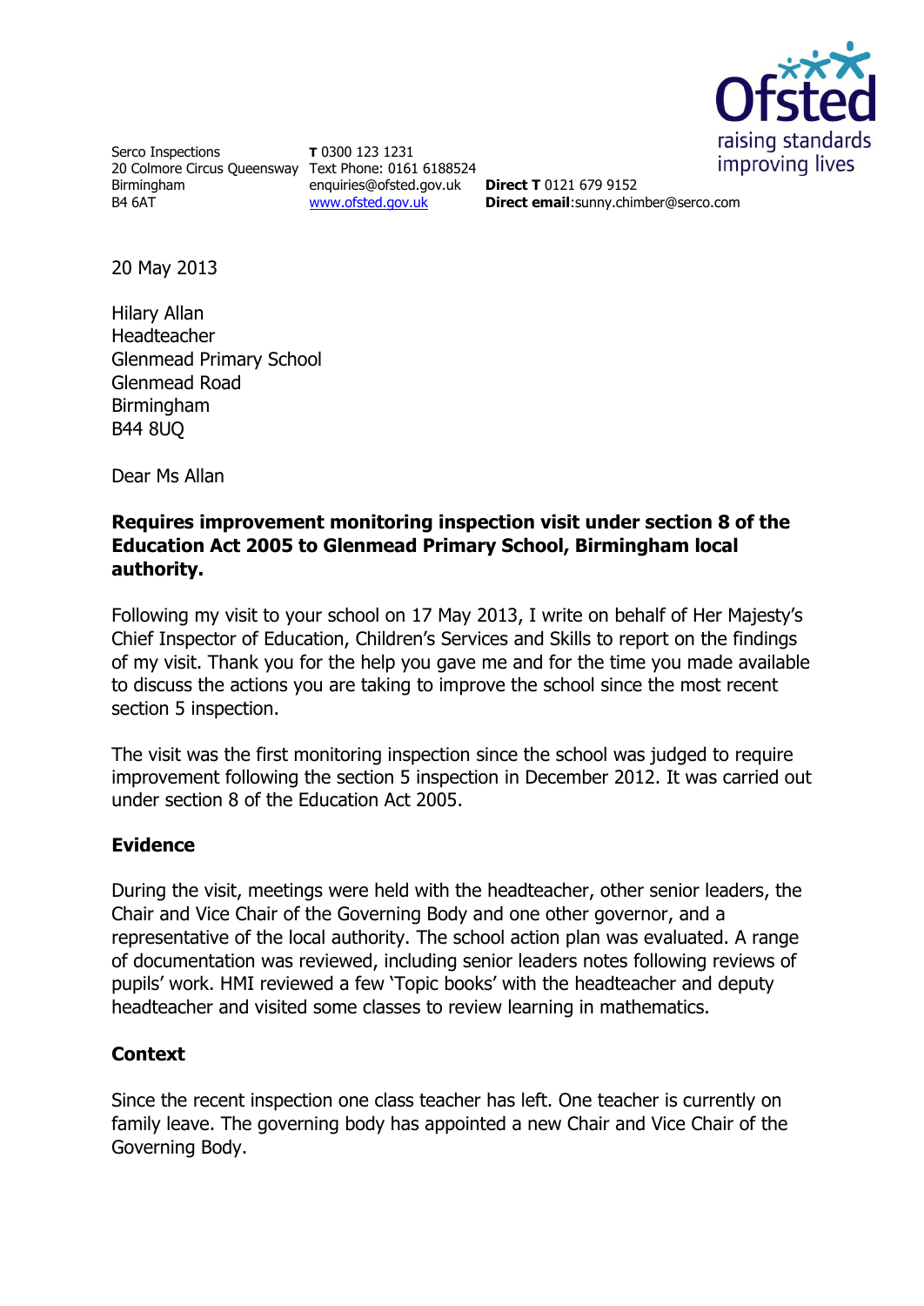Serco Inspections
20 Colmore Circus Queensway
Birmingham
B4 6AT

**T** 0300 123 1231
Text Phone: 0161 6188524
enquiries@ofsted.gov.uk
www.ofsted.gov.uk

**Direct T** 0121 679 9152
**Direct email**:sunny.chimber@serco.com

20 May 2013

Hilary Allan
Headteacher
Glenmead Primary School
Glenmead Road
Birmingham
B44 8UQ

Dear Ms Allan

**Requires improvement monitoring inspection visit under section 8 of the Education Act 2005 to Glenmead Primary School, Birmingham local authority.**

Following my visit to your school on 17 May 2013, I write on behalf of Her Majesty's Chief Inspector of Education, Children's Services and Skills to report on the findings of my visit. Thank you for the help you gave me and for the time you made available to discuss the actions you are taking to improve the school since the most recent section 5 inspection.

The visit was the first monitoring inspection since the school was judged to require improvement following the section 5 inspection in December 2012. It was carried out under section 8 of the Education Act 2005.

## Evidence

During the visit, meetings were held with the headteacher, other senior leaders, the Chair and Vice Chair of the Governing Body and one other governor, and a representative of the local authority. The school action plan was evaluated. A range of documentation was reviewed, including senior leaders notes following reviews of pupils' work. HMI reviewed a few 'Topic books' with the headteacher and deputy headteacher and visited some classes to review learning in mathematics.

## Context

Since the recent inspection one class teacher has left. One teacher is currently on family leave. The governing body has appointed a new Chair and Vice Chair of the Governing Body.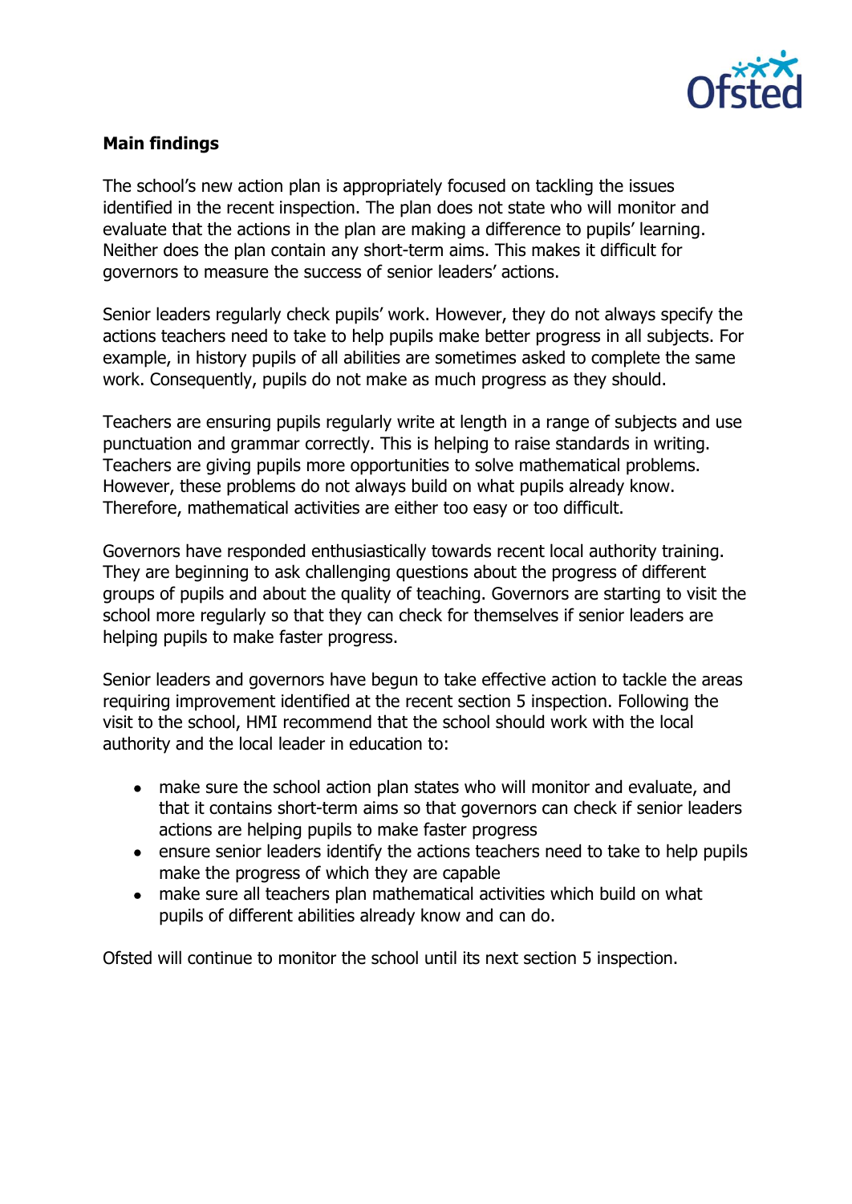**Main findings**

The school's new action plan is appropriately focused on tackling the issues identified in the recent inspection. The plan does not state who will monitor and evaluate that the actions in the plan are making a difference to pupils' learning. Neither does the plan contain any short-term aims. This makes it difficult for governors to measure the success of senior leaders' actions.

Senior leaders regularly check pupils' work. However, they do not always specify the actions teachers need to take to help pupils make better progress in all subjects. For example, in history pupils of all abilities are sometimes asked to complete the same work. Consequently, pupils do not make as much progress as they should.

Teachers are ensuring pupils regularly write at length in a range of subjects and use punctuation and grammar correctly. This is helping to raise standards in writing. Teachers are giving pupils more opportunities to solve mathematical problems. However, these problems do not always build on what pupils already know. Therefore, mathematical activities are either too easy or too difficult.

Governors have responded enthusiastically towards recent local authority training. They are beginning to ask challenging questions about the progress of different groups of pupils and about the quality of teaching. Governors are starting to visit the school more regularly so that they can check for themselves if senior leaders are helping pupils to make faster progress.

Senior leaders and governors have begun to take effective action to tackle the areas requiring improvement identified at the recent section 5 inspection. Following the visit to the school, HMI recommend that the school should work with the local authority and the local leader in education to:

- make sure the school action plan states who will monitor and evaluate, and that it contains short-term aims so that governors can check if senior leaders actions are helping pupils to make faster progress
- ensure senior leaders identify the actions teachers need to take to help pupils make the progress of which they are capable
- make sure all teachers plan mathematical activities which build on what pupils of different abilities already know and can do.

Ofsted will continue to monitor the school until its next section 5 inspection.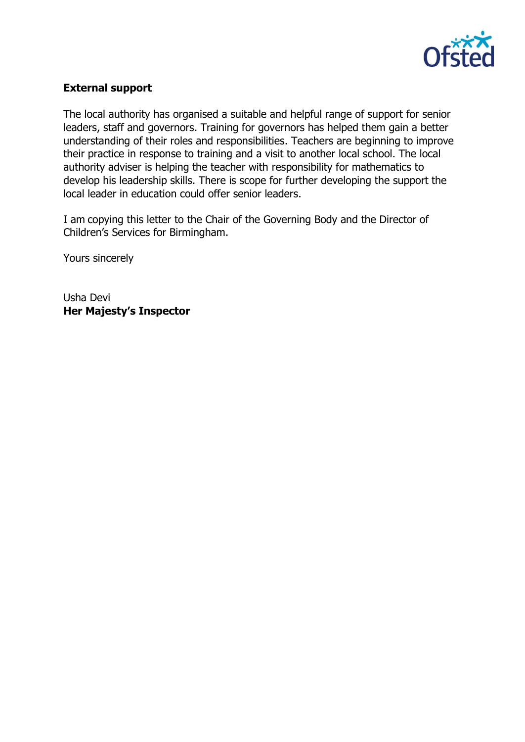**External support**

The local authority has organised a suitable and helpful range of support for senior leaders, staff and governors. Training for governors has helped them gain a better understanding of their roles and responsibilities. Teachers are beginning to improve their practice in response to training and a visit to another local school. The local authority adviser is helping the teacher with responsibility for mathematics to develop his leadership skills. There is scope for further developing the support the local leader in education could offer senior leaders.

I am copying this letter to the Chair of the Governing Body and the Director of Children's Services for Birmingham.

Yours sincerely

Usha Devi
**Her Majesty's Inspector**